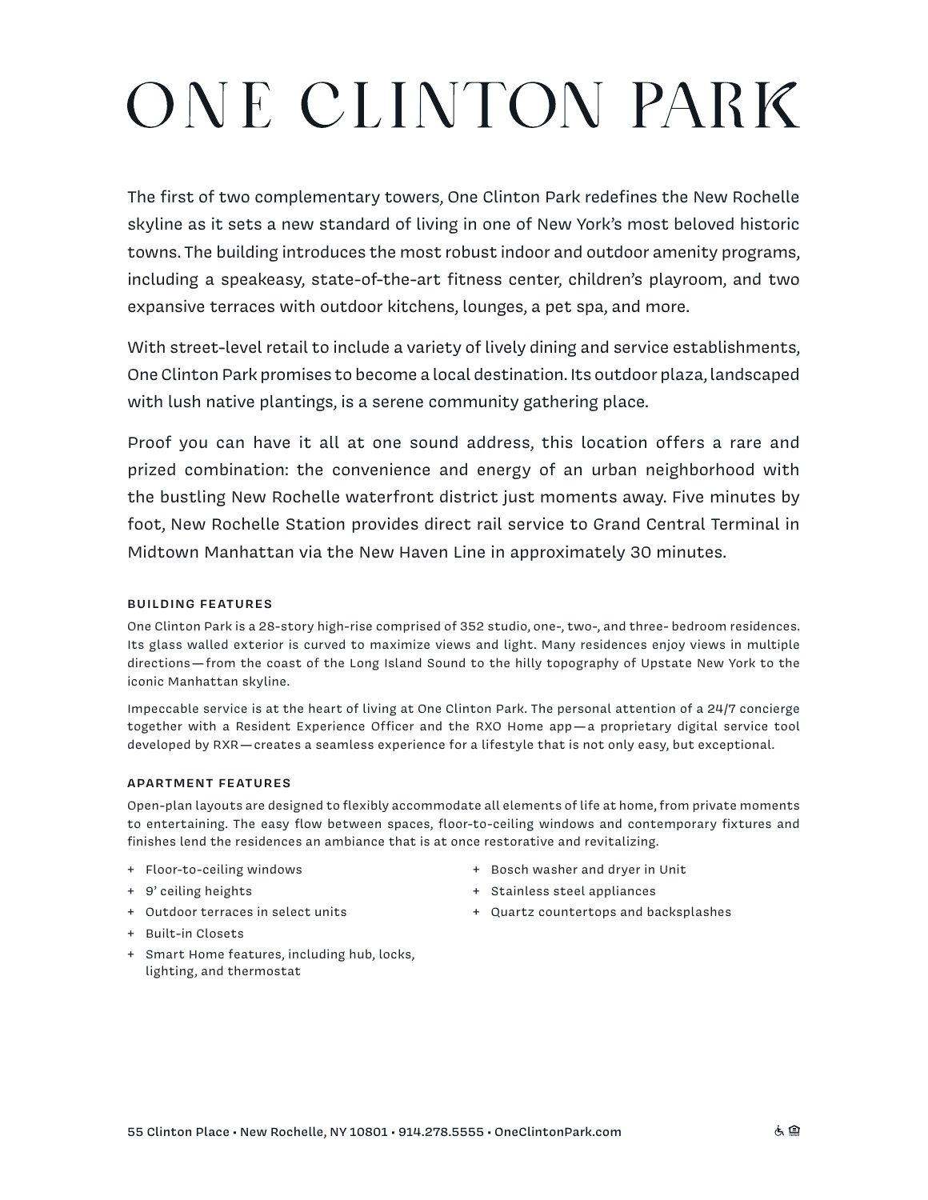# ONE CLINTON PARK

The first of two complementary towers, One Clinton Park redefines the New Rochelle skyline as it sets a new standard of living in one of New York's most beloved historic towns. The building introduces the most robust indoor and outdoor amenity programs, including a speakeasy, state-of-the-art fitness center, children's playroom, and two expansive terraces with outdoor kitchens, lounges, a pet spa, and more.

With street-level retail to include a variety of lively dining and service establishments, One Clinton Park promises to become a local destination. Its outdoor plaza, landscaped with lush native plantings, is a serene community gathering place.

Proof you can have it all at one sound address, this location offers a rare and prized combination: the convenience and energy of an urban neighborhood with the bustling New Rochelle waterfront district just moments away. Five minutes by foot, New Rochelle Station provides direct rail service to Grand Central Terminal in Midtown Manhattan via the New Haven Line in approximately 30 minutes.

## BUILDING FEATURES

One Clinton Park is a 28-story high-rise comprised of 352 studio, one-, two-, and three- bedroom residences. Its glass walled exterior is curved to maximize views and light. Many residences enjoy views in multiple directions—from the coast of the Long Island Sound to the hilly topography of Upstate New York to the iconic Manhattan skyline.

Impeccable service is at the heart of living at One Clinton Park. The personal attention of a 24/7 concierge together with a Resident Experience Officer and the RXO Home app—a proprietary digital service tool developed by RXR—creates a seamless experience for a lifestyle that is not only easy, but exceptional.

## APARTMENT FEATURES

Open-plan layouts are designed to flexibly accommodate all elements of life at home, from private moments to entertaining. The easy flow between spaces, floor-to-ceiling windows and contemporary fixtures and finishes lend the residences an ambiance that is at once restorative and revitalizing.

+ Floor-to-ceiling windows
+ 9' ceiling heights
+ Outdoor terraces in select units
+ Built-in Closets
+ Smart Home features, including hub, locks, lighting, and thermostat
+ Bosch washer and dryer in Unit
+ Stainless steel appliances
+ Quartz countertops and backsplashes

55 Clinton Place • New Rochelle, NY 10801 • 914.278.5555 • OneClintonPark.com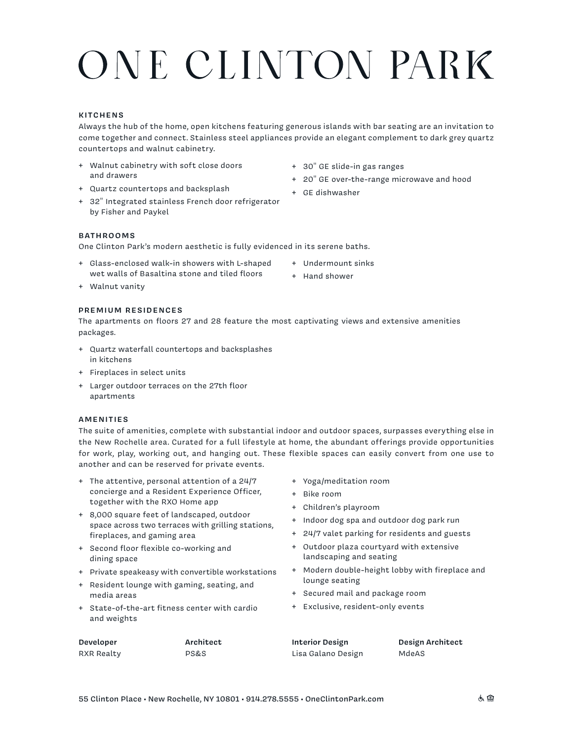# ONE CLINTON PARK

### KITCHENS

Always the hub of the home, open kitchens featuring generous islands with bar seating are an invitation to come together and connect. Stainless steel appliances provide an elegant complement to dark grey quartz countertops and walnut cabinetry.

- Walnut cabinetry with soft close doors and drawers
- Quartz countertops and backsplash
- 32" Integrated stainless French door refrigerator by Fisher and Paykel
- 30" GE slide-in gas ranges
- 20" GE over-the-range microwave and hood
- GE dishwasher

### BATHROOMS

One Clinton Park's modern aesthetic is fully evidenced in its serene baths.

- Glass-enclosed walk-in showers with L-shaped wet walls of Basaltina stone and tiled floors
- Walnut vanity
- Undermount sinks
- Hand shower

### PREMIUM RESIDENCES

The apartments on floors 27 and 28 feature the most captivating views and extensive amenities packages.

- Quartz waterfall countertops and backsplashes in kitchens
- Fireplaces in select units
- Larger outdoor terraces on the 27th floor apartments

### AMENITIES

The suite of amenities, complete with substantial indoor and outdoor spaces, surpasses everything else in the New Rochelle area. Curated for a full lifestyle at home, the abundant offerings provide opportunities for work, play, working out, and hanging out. These flexible spaces can easily convert from one use to another and can be reserved for private events.

- The attentive, personal attention of a 24/7 concierge and a Resident Experience Officer, together with the RXO Home app
- 8,000 square feet of landscaped, outdoor space across two terraces with grilling stations, fireplaces, and gaming area
- Second floor flexible co-working and dining space
- Private speakeasy with convertible workstations
- Resident lounge with gaming, seating, and media areas
- State-of-the-art fitness center with cardio and weights
- Yoga/meditation room
- Bike room
- Children's playroom
- Indoor dog spa and outdoor dog park run
- 24/7 valet parking for residents and guests
- Outdoor plaza courtyard with extensive landscaping and seating
- Modern double-height lobby with fireplace and lounge seating
- Secured mail and package room
- Exclusive, resident-only events

| Developer | Architect | Interior Design | Design Architect |
| --- | --- | --- | --- |
| RXR Realty | PS&S | Lisa Galano Design | MdeAS |

55 Clinton Place • New Rochelle, NY 10801 • 914.278.5555 • OneClintonPark.com